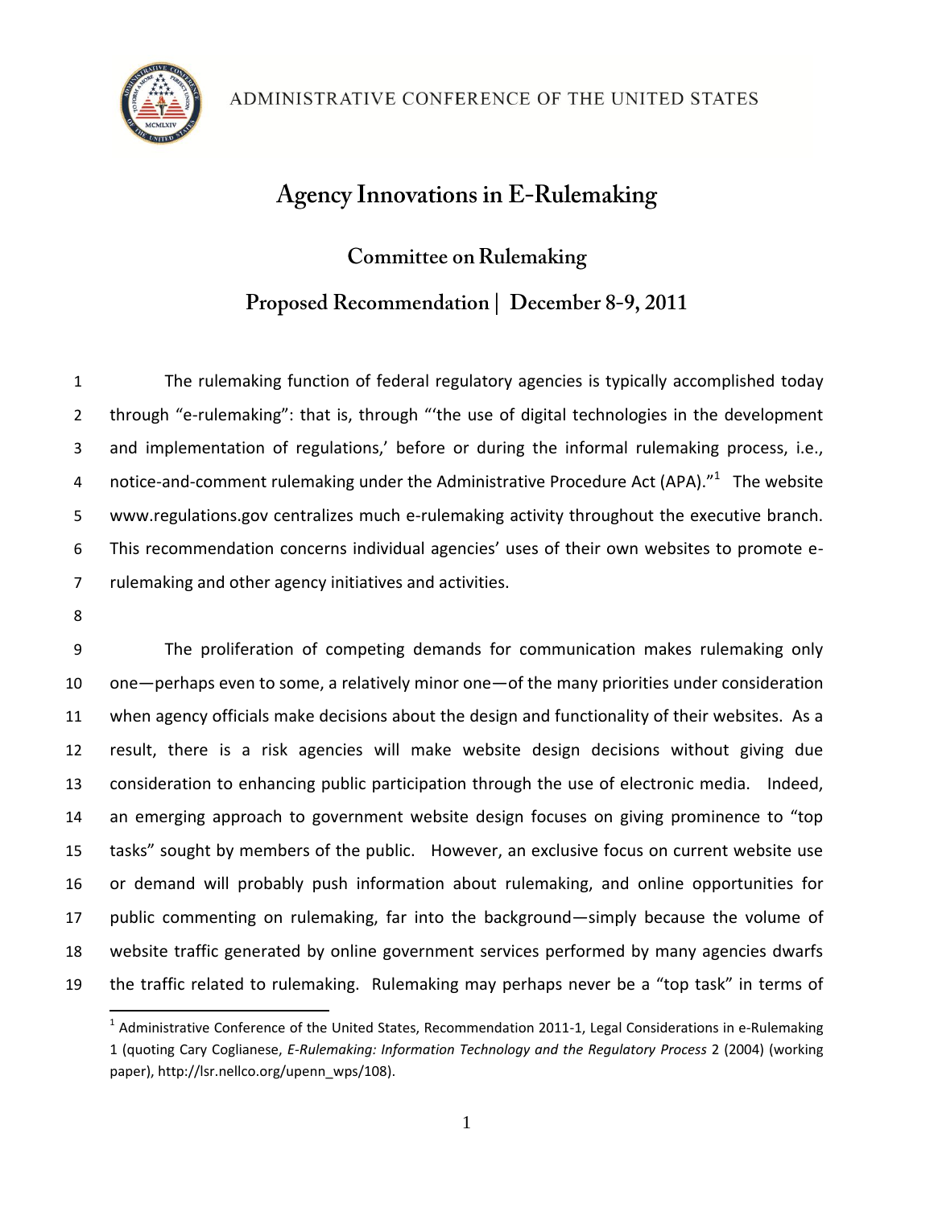ADMINISTRATIVE CONFERENCE OF THE UNITED STATES

# Agency Innovations in E-Rulemaking

## Committee on Rulemaking

## Proposed Recommendation | December 8-9, 2011

The rulemaking function of federal regulatory agencies is typically accomplished today through "e-rulemaking": that is, through "'the use of digital technologies in the development and implementation of regulations,' before or during the informal rulemaking process, i.e., notice-and-comment rulemaking under the Administrative Procedure Act (APA)."[1] The website www.regulations.gov centralizes much e-rulemaking activity throughout the executive branch. This recommendation concerns individual agencies' uses of their own websites to promote e-rulemaking and other agency initiatives and activities.

The proliferation of competing demands for communication makes rulemaking only one—perhaps even to some, a relatively minor one—of the many priorities under consideration when agency officials make decisions about the design and functionality of their websites. As a result, there is a risk agencies will make website design decisions without giving due consideration to enhancing public participation through the use of electronic media. Indeed, an emerging approach to government website design focuses on giving prominence to "top tasks" sought by members of the public. However, an exclusive focus on current website use or demand will probably push information about rulemaking, and online opportunities for public commenting on rulemaking, far into the background—simply because the volume of website traffic generated by online government services performed by many agencies dwarfs the traffic related to rulemaking. Rulemaking may perhaps never be a "top task" in terms of

[1] Administrative Conference of the United States, Recommendation 2011-1, Legal Considerations in e-Rulemaking 1 (quoting Cary Coglianese, *E-Rulemaking: Information Technology and the Regulatory Process* 2 (2004) (working paper), http://lsr.nellco.org/upenn_wps/108).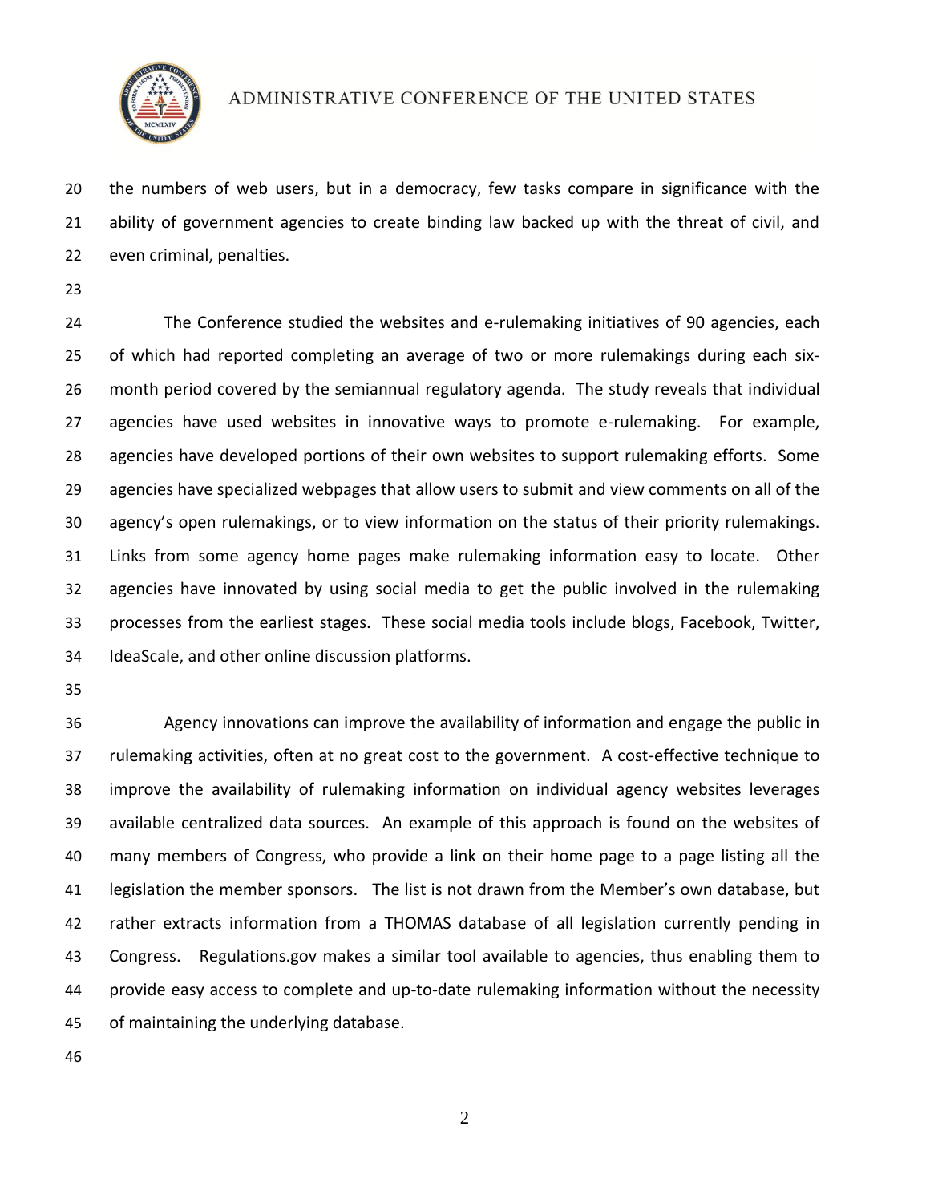the numbers of web users, but in a democracy, few tasks compare in significance with the ability of government agencies to create binding law backed up with the threat of civil, and even criminal, penalties.

The Conference studied the websites and e-rulemaking initiatives of 90 agencies, each of which had reported completing an average of two or more rulemakings during each six-month period covered by the semiannual regulatory agenda. The study reveals that individual agencies have used websites in innovative ways to promote e-rulemaking. For example, agencies have developed portions of their own websites to support rulemaking efforts. Some agencies have specialized webpages that allow users to submit and view comments on all of the agency's open rulemakings, or to view information on the status of their priority rulemakings. Links from some agency home pages make rulemaking information easy to locate. Other agencies have innovated by using social media to get the public involved in the rulemaking processes from the earliest stages. These social media tools include blogs, Facebook, Twitter, IdeaScale, and other online discussion platforms.

Agency innovations can improve the availability of information and engage the public in rulemaking activities, often at no great cost to the government. A cost-effective technique to improve the availability of rulemaking information on individual agency websites leverages available centralized data sources. An example of this approach is found on the websites of many members of Congress, who provide a link on their home page to a page listing all the legislation the member sponsors. The list is not drawn from the Member's own database, but rather extracts information from a THOMAS database of all legislation currently pending in Congress. Regulations.gov makes a similar tool available to agencies, thus enabling them to provide easy access to complete and up-to-date rulemaking information without the necessity of maintaining the underlying database.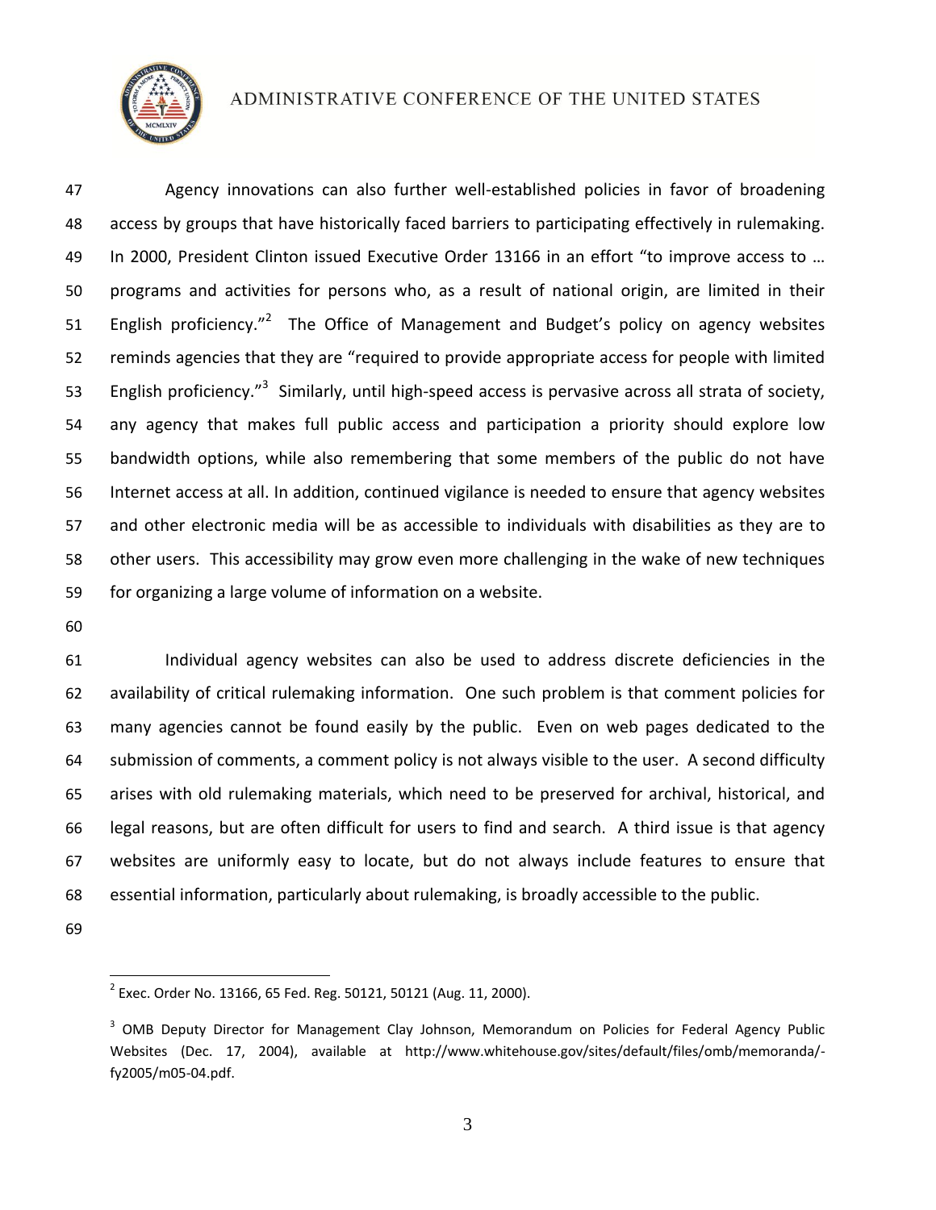Agency innovations can also further well-established policies in favor of broadening access by groups that have historically faced barriers to participating effectively in rulemaking. In 2000, President Clinton issued Executive Order 13166 in an effort "to improve access to … programs and activities for persons who, as a result of national origin, are limited in their English proficiency."[2] The Office of Management and Budget's policy on agency websites reminds agencies that they are "required to provide appropriate access for people with limited English proficiency."[3] Similarly, until high-speed access is pervasive across all strata of society, any agency that makes full public access and participation a priority should explore low bandwidth options, while also remembering that some members of the public do not have Internet access at all. In addition, continued vigilance is needed to ensure that agency websites and other electronic media will be as accessible to individuals with disabilities as they are to other users. This accessibility may grow even more challenging in the wake of new techniques for organizing a large volume of information on a website.

Individual agency websites can also be used to address discrete deficiencies in the availability of critical rulemaking information. One such problem is that comment policies for many agencies cannot be found easily by the public. Even on web pages dedicated to the submission of comments, a comment policy is not always visible to the user. A second difficulty arises with old rulemaking materials, which need to be preserved for archival, historical, and legal reasons, but are often difficult for users to find and search. A third issue is that agency websites are uniformly easy to locate, but do not always include features to ensure that essential information, particularly about rulemaking, is broadly accessible to the public.

---

[2] Exec. Order No. 13166, 65 Fed. Reg. 50121, 50121 (Aug. 11, 2000).

[3] OMB Deputy Director for Management Clay Johnson, Memorandum on Policies for Federal Agency Public Websites (Dec. 17, 2004), available at http://www.whitehouse.gov/sites/default/files/omb/memoranda/-fy2005/m05-04.pdf.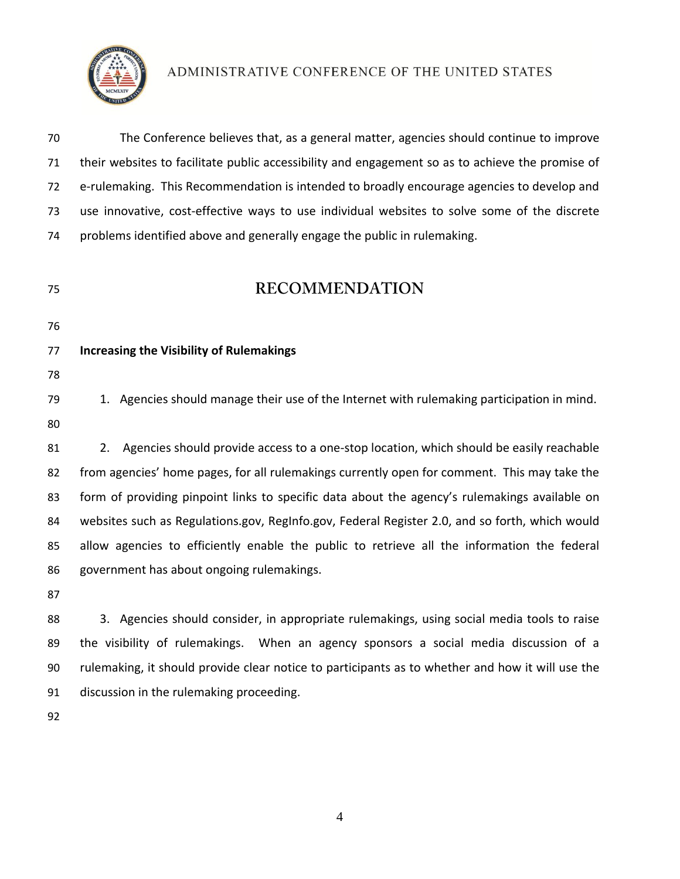The Conference believes that, as a general matter, agencies should continue to improve their websites to facilitate public accessibility and engagement so as to achieve the promise of e-rulemaking. This Recommendation is intended to broadly encourage agencies to develop and use innovative, cost-effective ways to use individual websites to solve some of the discrete problems identified above and generally engage the public in rulemaking.

# RECOMMENDATION

**Increasing the Visibility of Rulemakings**

1. Agencies should manage their use of the Internet with rulemaking participation in mind.

2. Agencies should provide access to a one-stop location, which should be easily reachable from agencies' home pages, for all rulemakings currently open for comment. This may take the form of providing pinpoint links to specific data about the agency's rulemakings available on websites such as Regulations.gov, RegInfo.gov, Federal Register 2.0, and so forth, which would allow agencies to efficiently enable the public to retrieve all the information the federal government has about ongoing rulemakings.

3. Agencies should consider, in appropriate rulemakings, using social media tools to raise the visibility of rulemakings. When an agency sponsors a social media discussion of a rulemaking, it should provide clear notice to participants as to whether and how it will use the discussion in the rulemaking proceeding.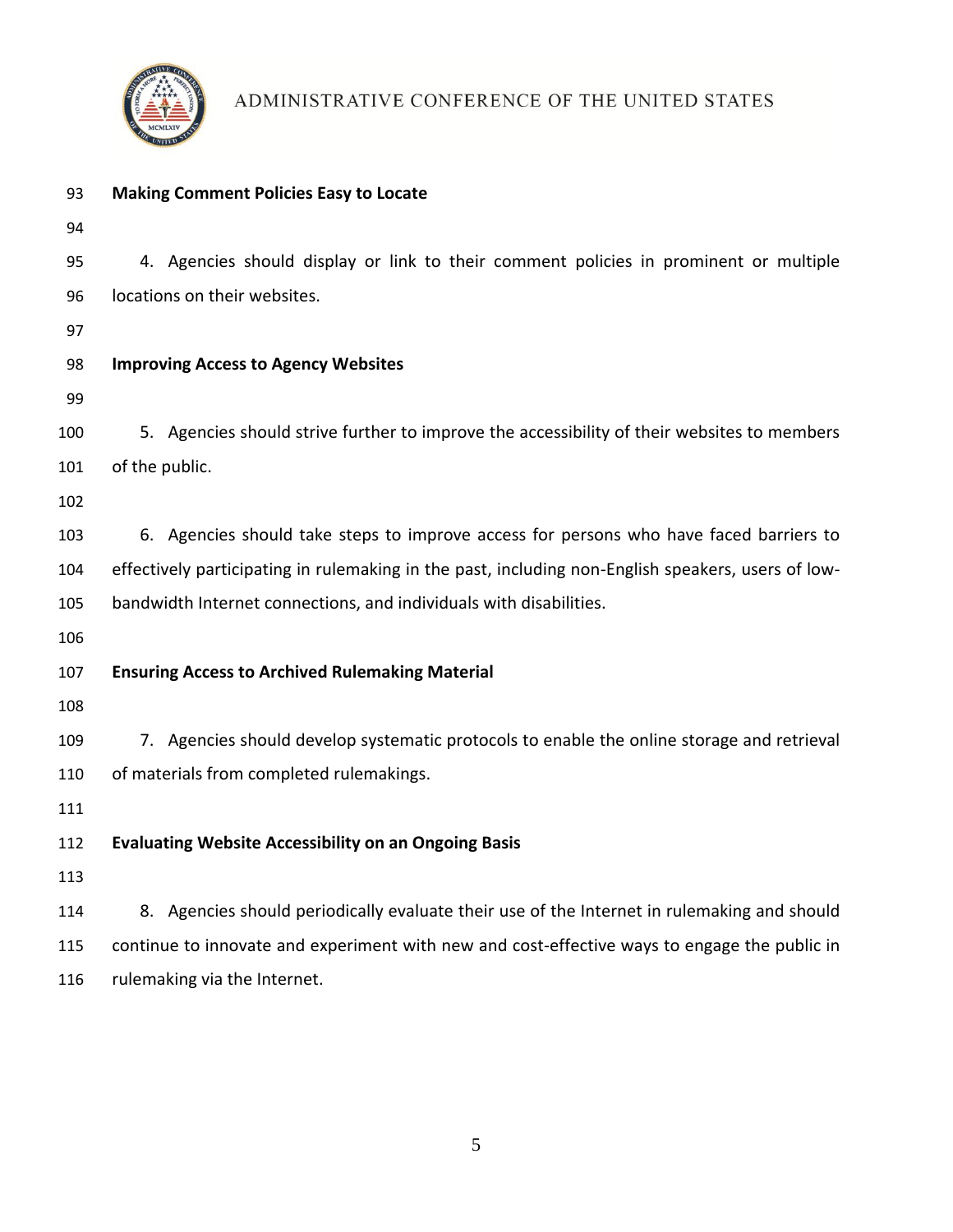**Making Comment Policies Easy to Locate**

4. Agencies should display or link to their comment policies in prominent or multiple locations on their websites.

**Improving Access to Agency Websites**

5. Agencies should strive further to improve the accessibility of their websites to members of the public.

6. Agencies should take steps to improve access for persons who have faced barriers to effectively participating in rulemaking in the past, including non-English speakers, users of low-bandwidth Internet connections, and individuals with disabilities.

**Ensuring Access to Archived Rulemaking Material**

7. Agencies should develop systematic protocols to enable the online storage and retrieval of materials from completed rulemakings.

**Evaluating Website Accessibility on an Ongoing Basis**

8. Agencies should periodically evaluate their use of the Internet in rulemaking and should continue to innovate and experiment with new and cost-effective ways to engage the public in rulemaking via the Internet.